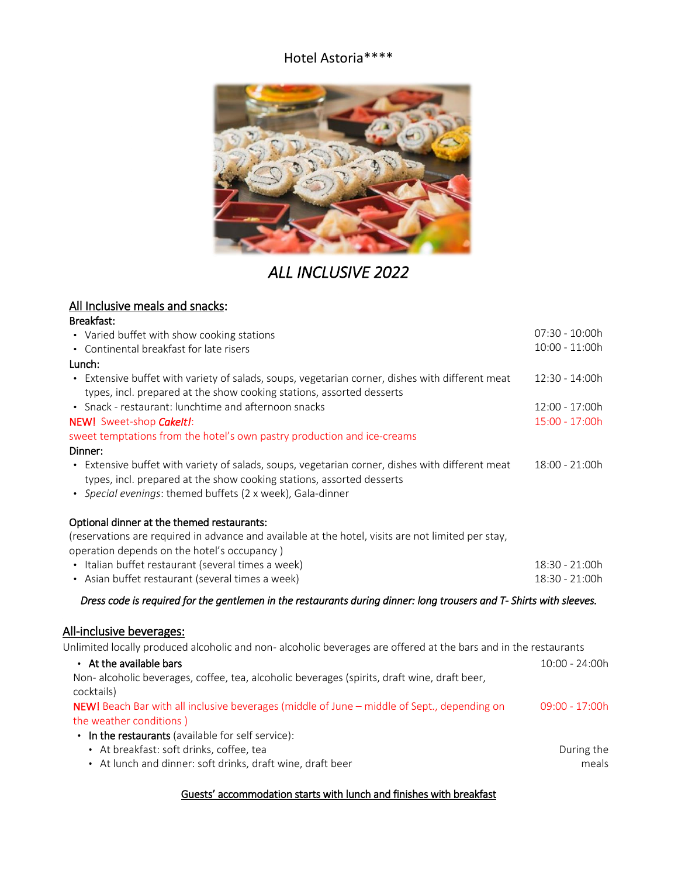# Hotel Astoria****

*ALL INCLUSIVE 2022*

## All Inclusive meals and snacks:

**Breakfast:**

- Varied buffet with show cooking stations — 07:30 - 10:00h
- Continental breakfast for late risers — 10:00 - 11:00h

**Lunch:**

- Extensive buffet with variety of salads, soups, vegetarian corner, dishes with different meat types, incl. prepared at the show cooking stations, assorted desserts — 12:30 - 14:00h
- Snack - restaurant: lunchtime and afternoon snacks — 12:00 - 17:00h

NEW! Sweet-shop ***CakeIt!***: — 15:00 - 17:00h
sweet temptations from the hotel's own pastry production and ice-creams

**Dinner:**

- Extensive buffet with variety of salads, soups, vegetarian corner, dishes with different meat types, incl. prepared at the show cooking stations, assorted desserts — 18:00 - 21:00h
- *Special evenings*: themed buffets (2 x week), Gala-dinner

**Optional dinner at the themed restaurants:**

(reservations are required in advance and available at the hotel, visits are not limited per stay, operation depends on the hotel's occupancy )

- Italian buffet restaurant (several times a week) — 18:30 - 21:00h
- Asian buffet restaurant (several times a week) — 18:30 - 21:00h

*Dress code is required for the gentlemen in the restaurants during dinner: long trousers and T- Shirts with sleeves.*

## All-inclusive beverages:

Unlimited locally produced alcoholic and non- alcoholic beverages are offered at the bars and in the restaurants

- **At the available bars** — 10:00 - 24:00h

  Non- alcoholic beverages, coffee, tea, alcoholic beverages (spirits, draft wine, draft beer, cocktails)

  NEW! Beach Bar with all inclusive beverages (middle of June – middle of Sept., depending on the weather conditions ) — 09:00 - 17:00h

- **In the restaurants** (available for self service): — During the meals
  - At breakfast: soft drinks, coffee, tea
  - At lunch and dinner: soft drinks, draft wine, draft beer

<u>Guests' accommodation starts with lunch and finishes with breakfast</u>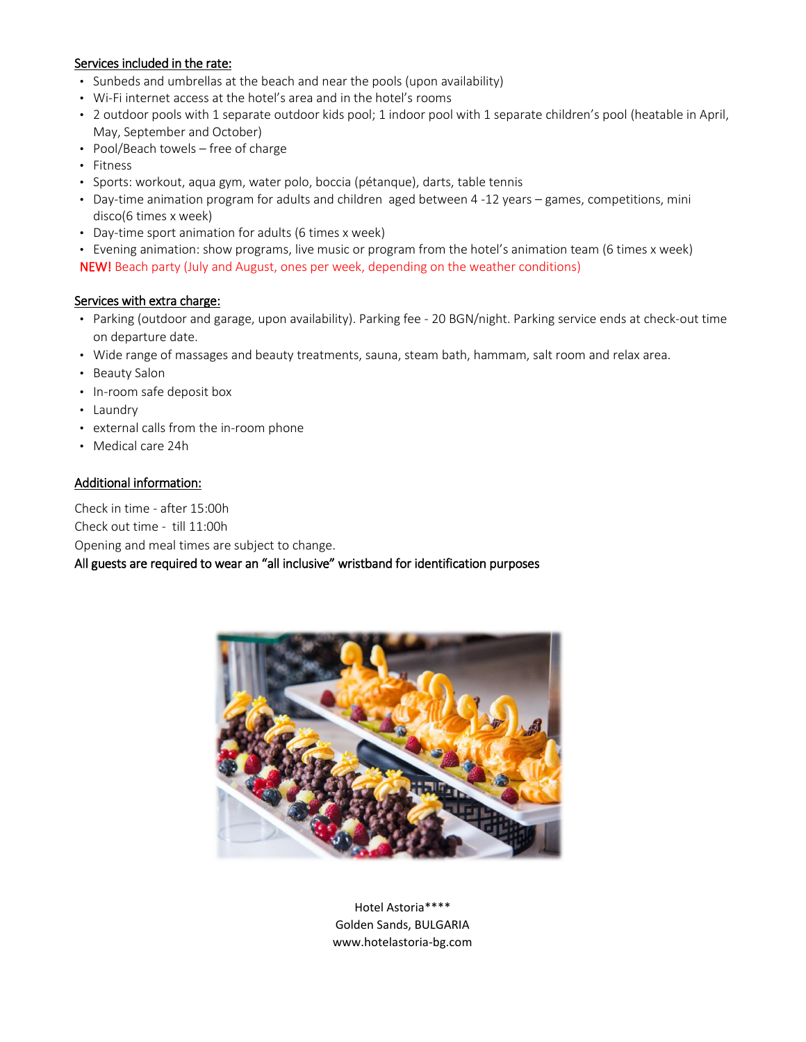**Services included in the rate:**

- Sunbeds and umbrellas at the beach and near the pools (upon availability)
- Wi-Fi internet access at the hotel's area and in the hotel's rooms
- 2 outdoor pools with 1 separate outdoor kids pool; 1 indoor pool with 1 separate children's pool (heatable in April, May, September and October)
- Pool/Beach towels – free of charge
- Fitness
- Sports: workout, aqua gym, water polo, boccia (pétanque), darts, table tennis
- Day-time animation program for adults and children aged between 4 -12 years – games, competitions, mini disco(6 times x week)
- Day-time sport animation for adults (6 times x week)
- Evening animation: show programs, live music or program from the hotel's animation team (6 times x week)

NEW! Beach party (July and August, ones per week, depending on the weather conditions)

**Services with extra charge:**

- Parking (outdoor and garage, upon availability). Parking fee - 20 BGN/night. Parking service ends at check-out time on departure date.
- Wide range of massages and beauty treatments, sauna, steam bath, hammam, salt room and relax area.
- Beauty Salon
- In-room safe deposit box
- Laundry
- external calls from the in-room phone
- Medical care 24h

**Additional information:**

Check in time - after 15:00h

Check out time - till 11:00h

Opening and meal times are subject to change.

**All guests are required to wear an "all inclusive" wristband for identification purposes**

Hotel Astoria****
Golden Sands, BULGARIA
www.hotelastoria-bg.com